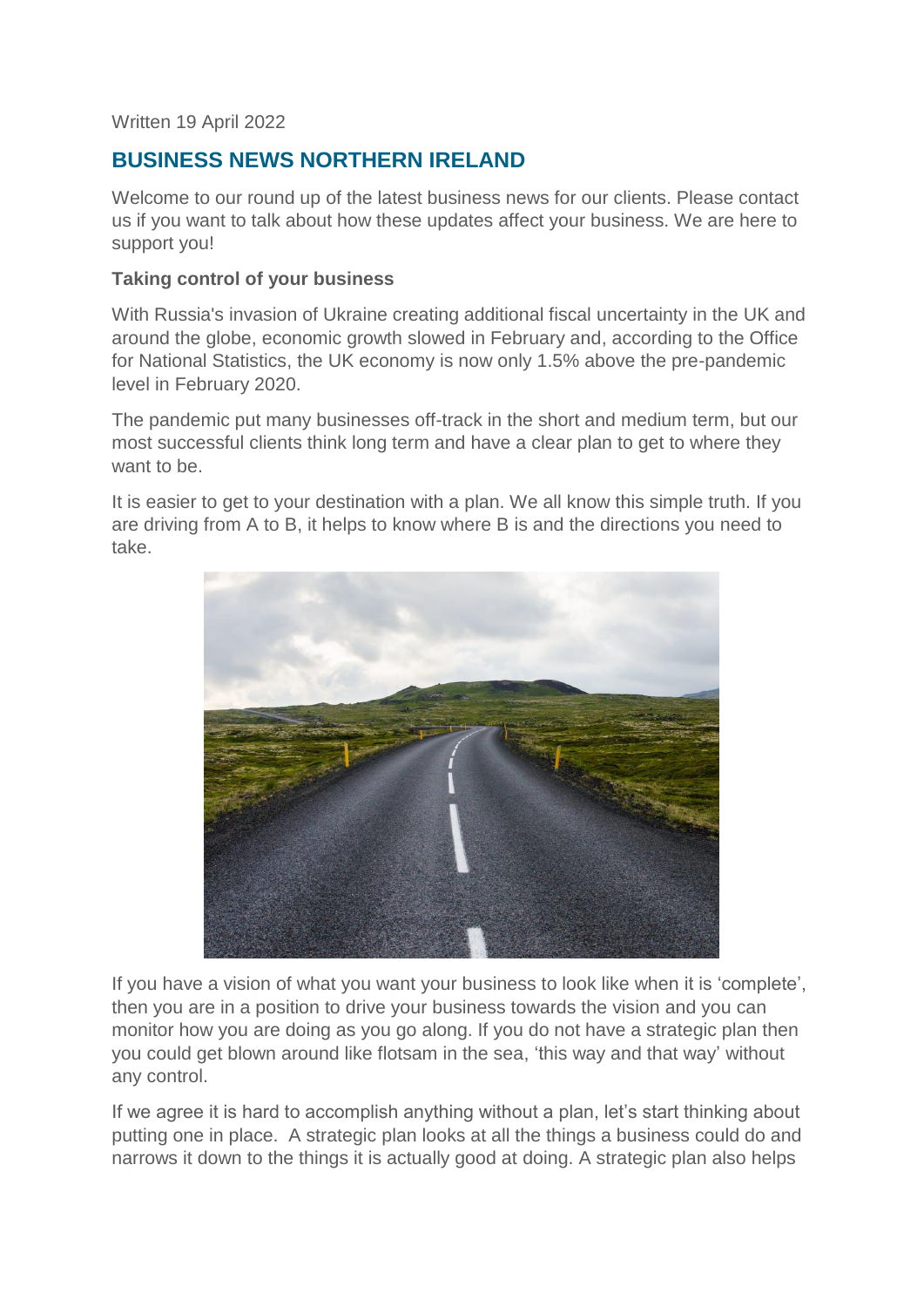Written 19 April 2022

## BUSINESS NEWS NORTHERN IRELAND

Welcome to our round up of the latest business news for our clients. Please contact us if you want to talk about how these updates affect your business. We are here to support you!

**Taking control of your business**

With Russia's invasion of Ukraine creating additional fiscal uncertainty in the UK and around the globe, economic growth slowed in February and, according to the Office for National Statistics, the UK economy is now only 1.5% above the pre-pandemic level in February 2020.

The pandemic put many businesses off-track in the short and medium term, but our most successful clients think long term and have a clear plan to get to where they want to be.

It is easier to get to your destination with a plan. We all know this simple truth. If you are driving from A to B, it helps to know where B is and the directions you need to take.

If you have a vision of what you want your business to look like when it is 'complete', then you are in a position to drive your business towards the vision and you can monitor how you are doing as you go along. If you do not have a strategic plan then you could get blown around like flotsam in the sea, 'this way and that way' without any control.

If we agree it is hard to accomplish anything without a plan, let's start thinking about putting one in place. A strategic plan looks at all the things a business could do and narrows it down to the things it is actually good at doing. A strategic plan also helps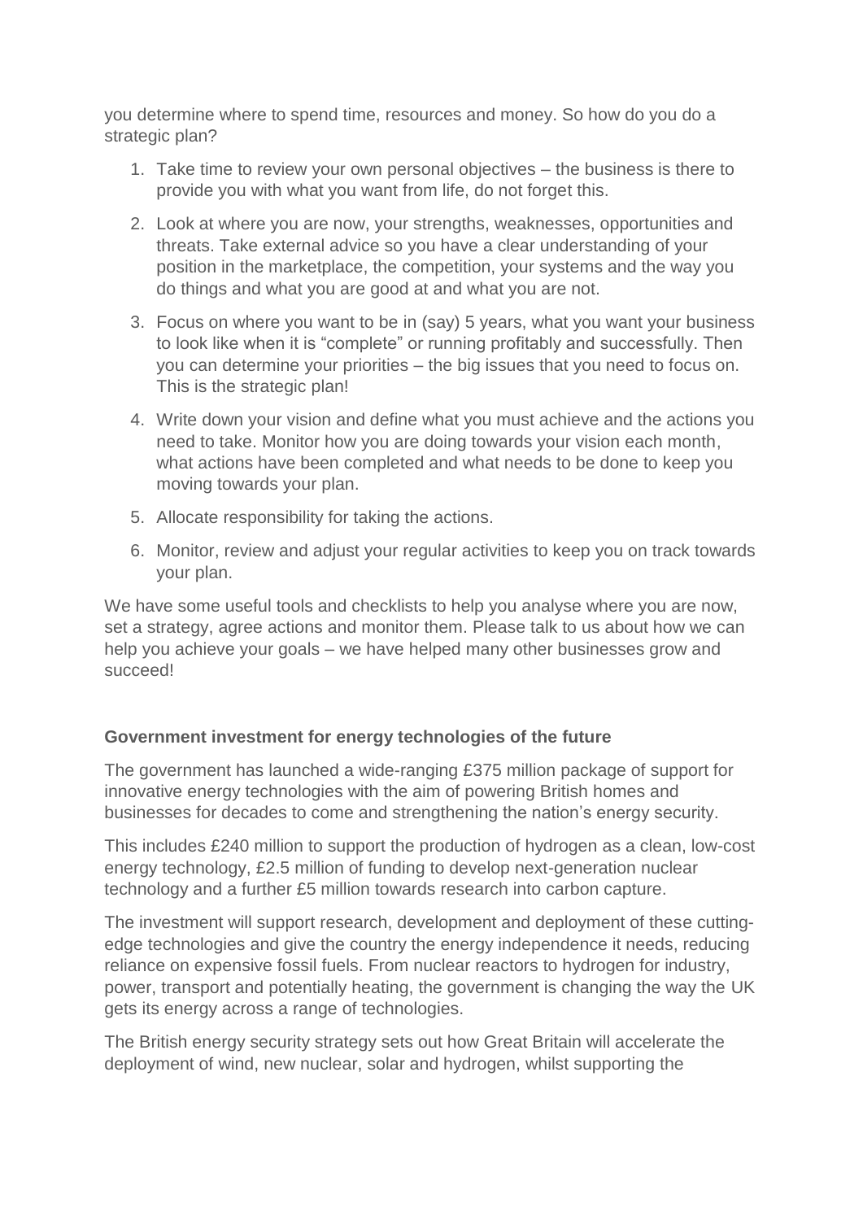you determine where to spend time, resources and money. So how do you do a strategic plan?

1. Take time to review your own personal objectives – the business is there to provide you with what you want from life, do not forget this.
2. Look at where you are now, your strengths, weaknesses, opportunities and threats. Take external advice so you have a clear understanding of your position in the marketplace, the competition, your systems and the way you do things and what you are good at and what you are not.
3. Focus on where you want to be in (say) 5 years, what you want your business to look like when it is "complete" or running profitably and successfully. Then you can determine your priorities – the big issues that you need to focus on. This is the strategic plan!
4. Write down your vision and define what you must achieve and the actions you need to take. Monitor how you are doing towards your vision each month, what actions have been completed and what needs to be done to keep you moving towards your plan.
5. Allocate responsibility for taking the actions.
6. Monitor, review and adjust your regular activities to keep you on track towards your plan.

We have some useful tools and checklists to help you analyse where you are now, set a strategy, agree actions and monitor them. Please talk to us about how we can help you achieve your goals – we have helped many other businesses grow and succeed!

**Government investment for energy technologies of the future**

The government has launched a wide-ranging £375 million package of support for innovative energy technologies with the aim of powering British homes and businesses for decades to come and strengthening the nation's energy security.

This includes £240 million to support the production of hydrogen as a clean, low-cost energy technology, £2.5 million of funding to develop next-generation nuclear technology and a further £5 million towards research into carbon capture.

The investment will support research, development and deployment of these cutting-edge technologies and give the country the energy independence it needs, reducing reliance on expensive fossil fuels. From nuclear reactors to hydrogen for industry, power, transport and potentially heating, the government is changing the way the UK gets its energy across a range of technologies.

The British energy security strategy sets out how Great Britain will accelerate the deployment of wind, new nuclear, solar and hydrogen, whilst supporting the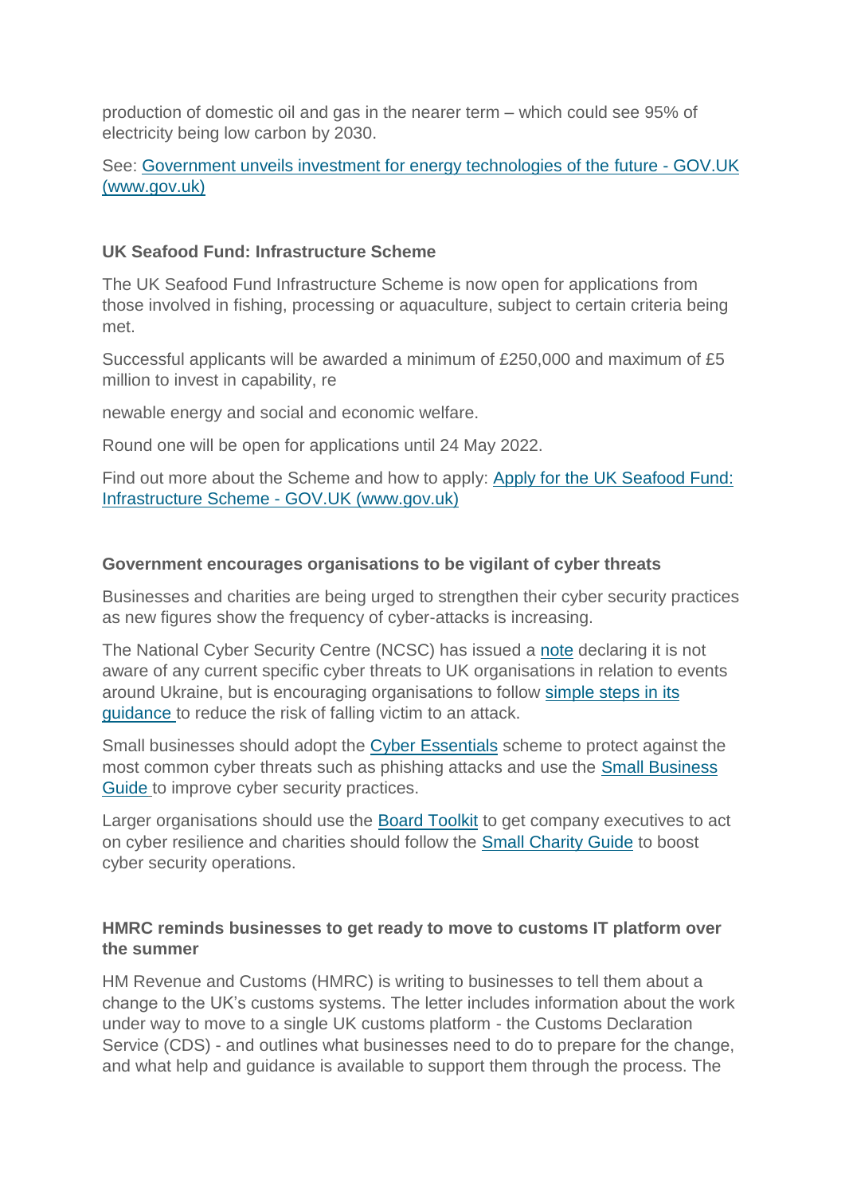production of domestic oil and gas in the nearer term – which could see 95% of electricity being low carbon by 2030.

See: [Government unveils investment for energy technologies of the future - GOV.UK (www.gov.uk)]()

**UK Seafood Fund: Infrastructure Scheme**

The UK Seafood Fund Infrastructure Scheme is now open for applications from those involved in fishing, processing or aquaculture, subject to certain criteria being met.

Successful applicants will be awarded a minimum of £250,000 and maximum of £5 million to invest in capability, re

newable energy and social and economic welfare.

Round one will be open for applications until 24 May 2022.

Find out more about the Scheme and how to apply: [Apply for the UK Seafood Fund: Infrastructure Scheme - GOV.UK (www.gov.uk)]()

**Government encourages organisations to be vigilant of cyber threats**

Businesses and charities are being urged to strengthen their cyber security practices as new figures show the frequency of cyber-attacks is increasing.

The National Cyber Security Centre (NCSC) has issued a [note]() declaring it is not aware of any current specific cyber threats to UK organisations in relation to events around Ukraine, but is encouraging organisations to follow [simple steps in its guidance]() to reduce the risk of falling victim to an attack.

Small businesses should adopt the [Cyber Essentials]() scheme to protect against the most common cyber threats such as phishing attacks and use the [Small Business Guide]() to improve cyber security practices.

Larger organisations should use the [Board Toolkit]() to get company executives to act on cyber resilience and charities should follow the [Small Charity Guide]() to boost cyber security operations.

**HMRC reminds businesses to get ready to move to customs IT platform over the summer**

HM Revenue and Customs (HMRC) is writing to businesses to tell them about a change to the UK's customs systems. The letter includes information about the work under way to move to a single UK customs platform - the Customs Declaration Service (CDS) - and outlines what businesses need to do to prepare for the change, and what help and guidance is available to support them through the process. The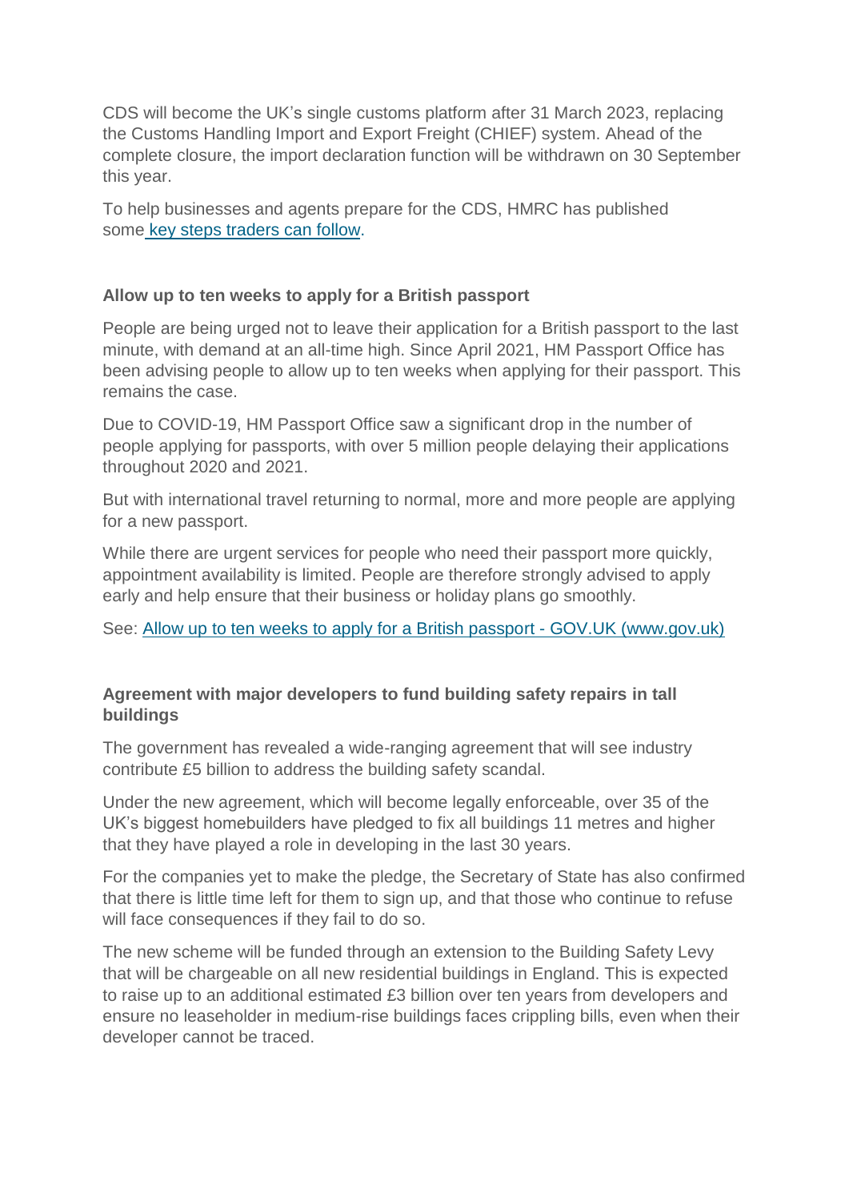CDS will become the UK's single customs platform after 31 March 2023, replacing the Customs Handling Import and Export Freight (CHIEF) system. Ahead of the complete closure, the import declaration function will be withdrawn on 30 September this year.

To help businesses and agents prepare for the CDS, HMRC has published some [key steps traders can follow](#).

**Allow up to ten weeks to apply for a British passport**

People are being urged not to leave their application for a British passport to the last minute, with demand at an all-time high. Since April 2021, HM Passport Office has been advising people to allow up to ten weeks when applying for their passport. This remains the case.

Due to COVID-19, HM Passport Office saw a significant drop in the number of people applying for passports, with over 5 million people delaying their applications throughout 2020 and 2021.

But with international travel returning to normal, more and more people are applying for a new passport.

While there are urgent services for people who need their passport more quickly, appointment availability is limited. People are therefore strongly advised to apply early and help ensure that their business or holiday plans go smoothly.

See: [Allow up to ten weeks to apply for a British passport - GOV.UK (www.gov.uk)](#)

**Agreement with major developers to fund building safety repairs in tall buildings**

The government has revealed a wide-ranging agreement that will see industry contribute £5 billion to address the building safety scandal.

Under the new agreement, which will become legally enforceable, over 35 of the UK's biggest homebuilders have pledged to fix all buildings 11 metres and higher that they have played a role in developing in the last 30 years.

For the companies yet to make the pledge, the Secretary of State has also confirmed that there is little time left for them to sign up, and that those who continue to refuse will face consequences if they fail to do so.

The new scheme will be funded through an extension to the Building Safety Levy that will be chargeable on all new residential buildings in England. This is expected to raise up to an additional estimated £3 billion over ten years from developers and ensure no leaseholder in medium-rise buildings faces crippling bills, even when their developer cannot be traced.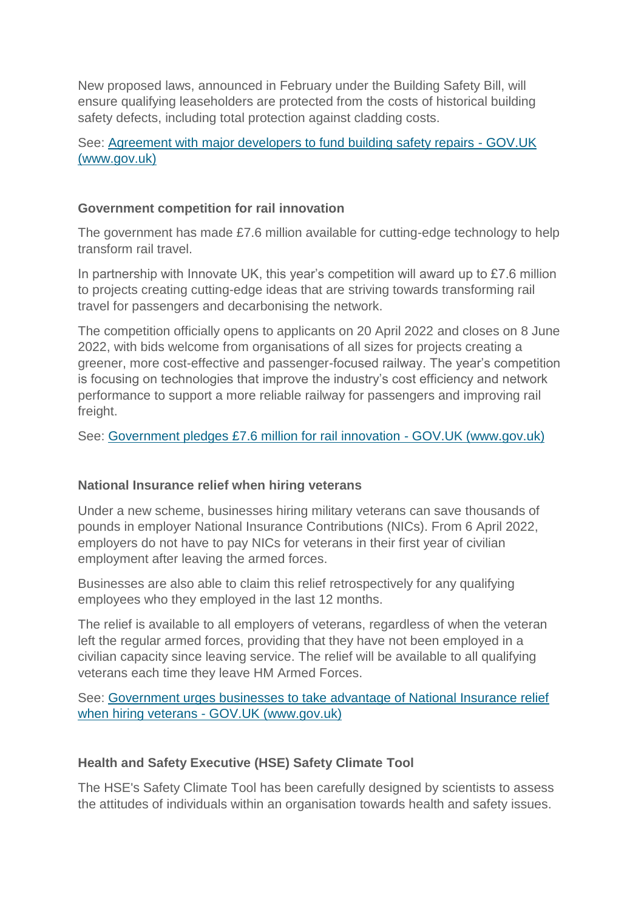New proposed laws, announced in February under the Building Safety Bill, will ensure qualifying leaseholders are protected from the costs of historical building safety defects, including total protection against cladding costs.

See: [Agreement with major developers to fund building safety repairs - GOV.UK (www.gov.uk)]()

**Government competition for rail innovation**

The government has made £7.6 million available for cutting-edge technology to help transform rail travel.

In partnership with Innovate UK, this year's competition will award up to £7.6 million to projects creating cutting-edge ideas that are striving towards transforming rail travel for passengers and decarbonising the network.

The competition officially opens to applicants on 20 April 2022 and closes on 8 June 2022, with bids welcome from organisations of all sizes for projects creating a greener, more cost-effective and passenger-focused railway. The year's competition is focusing on technologies that improve the industry's cost efficiency and network performance to support a more reliable railway for passengers and improving rail freight.

See: [Government pledges £7.6 million for rail innovation - GOV.UK (www.gov.uk)]()

**National Insurance relief when hiring veterans**

Under a new scheme, businesses hiring military veterans can save thousands of pounds in employer National Insurance Contributions (NICs). From 6 April 2022, employers do not have to pay NICs for veterans in their first year of civilian employment after leaving the armed forces.

Businesses are also able to claim this relief retrospectively for any qualifying employees who they employed in the last 12 months.

The relief is available to all employers of veterans, regardless of when the veteran left the regular armed forces, providing that they have not been employed in a civilian capacity since leaving service. The relief will be available to all qualifying veterans each time they leave HM Armed Forces.

See: [Government urges businesses to take advantage of National Insurance relief when hiring veterans - GOV.UK (www.gov.uk)]()

**Health and Safety Executive (HSE) Safety Climate Tool**

The HSE's Safety Climate Tool has been carefully designed by scientists to assess the attitudes of individuals within an organisation towards health and safety issues.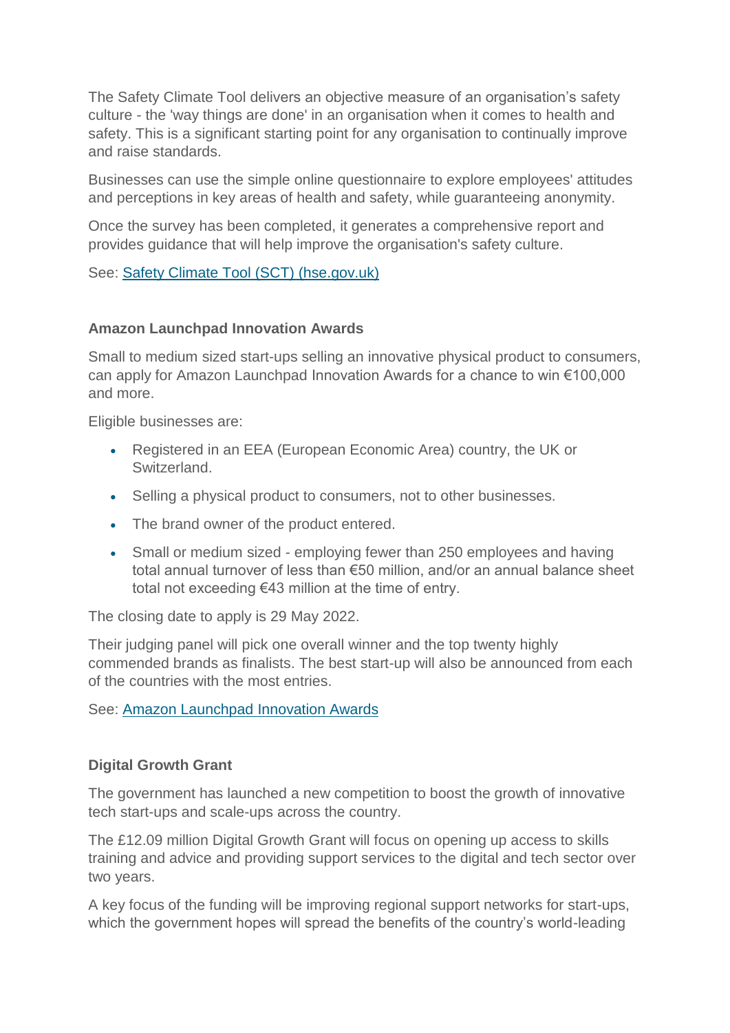The Safety Climate Tool delivers an objective measure of an organisation's safety culture - the 'way things are done' in an organisation when it comes to health and safety. This is a significant starting point for any organisation to continually improve and raise standards.

Businesses can use the simple online questionnaire to explore employees' attitudes and perceptions in key areas of health and safety, while guaranteeing anonymity.

Once the survey has been completed, it generates a comprehensive report and provides guidance that will help improve the organisation's safety culture.

See: [Safety Climate Tool (SCT) (hse.gov.uk)]

**Amazon Launchpad Innovation Awards**

Small to medium sized start-ups selling an innovative physical product to consumers, can apply for Amazon Launchpad Innovation Awards for a chance to win €100,000 and more.

Eligible businesses are:

- Registered in an EEA (European Economic Area) country, the UK or Switzerland.
- Selling a physical product to consumers, not to other businesses.
- The brand owner of the product entered.
- Small or medium sized - employing fewer than 250 employees and having total annual turnover of less than €50 million, and/or an annual balance sheet total not exceeding €43 million at the time of entry.

The closing date to apply is 29 May 2022.

Their judging panel will pick one overall winner and the top twenty highly commended brands as finalists. The best start-up will also be announced from each of the countries with the most entries.

See: [Amazon Launchpad Innovation Awards]

**Digital Growth Grant**

The government has launched a new competition to boost the growth of innovative tech start-ups and scale-ups across the country.

The £12.09 million Digital Growth Grant will focus on opening up access to skills training and advice and providing support services to the digital and tech sector over two years.

A key focus of the funding will be improving regional support networks for start-ups, which the government hopes will spread the benefits of the country's world-leading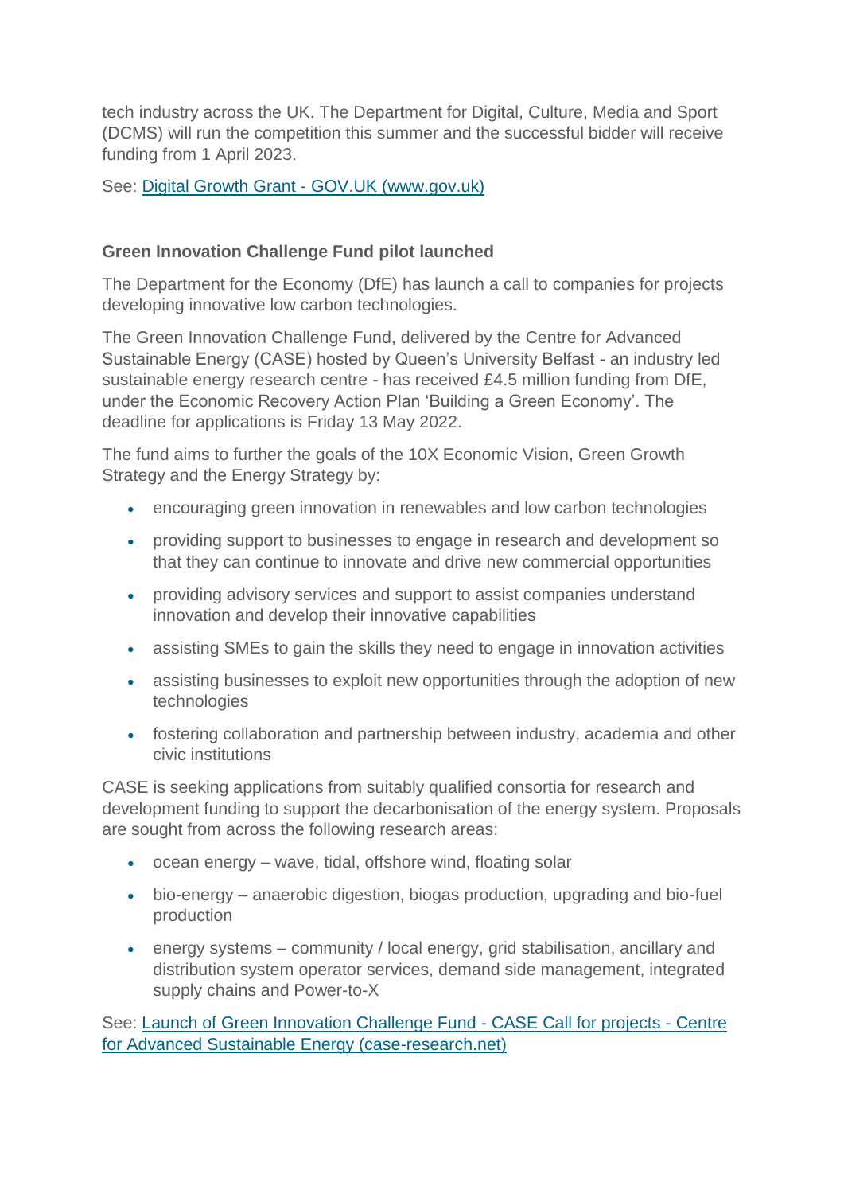tech industry across the UK. The Department for Digital, Culture, Media and Sport (DCMS) will run the competition this summer and the successful bidder will receive funding from 1 April 2023.

See: [Digital Growth Grant - GOV.UK (www.gov.uk)]()

**Green Innovation Challenge Fund pilot launched**

The Department for the Economy (DfE) has launch a call to companies for projects developing innovative low carbon technologies.

The Green Innovation Challenge Fund, delivered by the Centre for Advanced Sustainable Energy (CASE) hosted by Queen's University Belfast - an industry led sustainable energy research centre - has received £4.5 million funding from DfE, under the Economic Recovery Action Plan 'Building a Green Economy'. The deadline for applications is Friday 13 May 2022.

The fund aims to further the goals of the 10X Economic Vision, Green Growth Strategy and the Energy Strategy by:

- encouraging green innovation in renewables and low carbon technologies
- providing support to businesses to engage in research and development so that they can continue to innovate and drive new commercial opportunities
- providing advisory services and support to assist companies understand innovation and develop their innovative capabilities
- assisting SMEs to gain the skills they need to engage in innovation activities
- assisting businesses to exploit new opportunities through the adoption of new technologies
- fostering collaboration and partnership between industry, academia and other civic institutions

CASE is seeking applications from suitably qualified consortia for research and development funding to support the decarbonisation of the energy system. Proposals are sought from across the following research areas:

- ocean energy – wave, tidal, offshore wind, floating solar
- bio-energy – anaerobic digestion, biogas production, upgrading and bio-fuel production
- energy systems – community / local energy, grid stabilisation, ancillary and distribution system operator services, demand side management, integrated supply chains and Power-to-X

See: [Launch of Green Innovation Challenge Fund - CASE Call for projects - Centre for Advanced Sustainable Energy (case-research.net)]()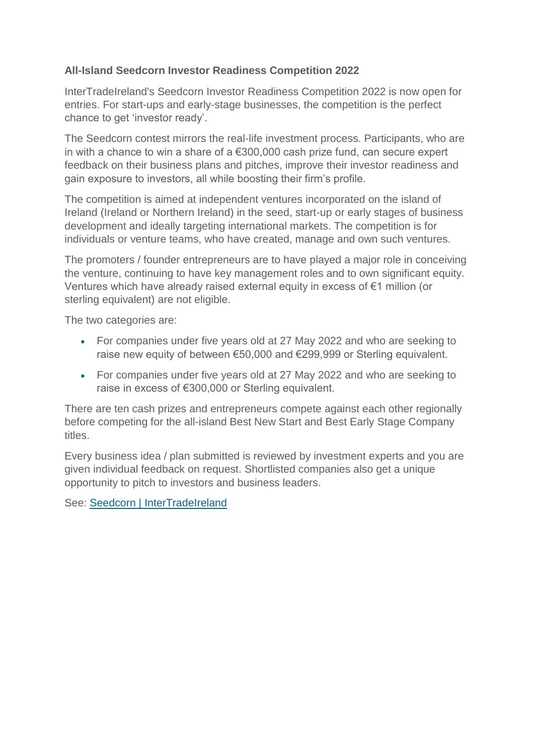**All-Island Seedcorn Investor Readiness Competition 2022**

InterTradeIreland's Seedcorn Investor Readiness Competition 2022 is now open for entries. For start-ups and early-stage businesses, the competition is the perfect chance to get 'investor ready'.

The Seedcorn contest mirrors the real-life investment process. Participants, who are in with a chance to win a share of a €300,000 cash prize fund, can secure expert feedback on their business plans and pitches, improve their investor readiness and gain exposure to investors, all while boosting their firm's profile.

The competition is aimed at independent ventures incorporated on the island of Ireland (Ireland or Northern Ireland) in the seed, start-up or early stages of business development and ideally targeting international markets. The competition is for individuals or venture teams, who have created, manage and own such ventures.

The promoters / founder entrepreneurs are to have played a major role in conceiving the venture, continuing to have key management roles and to own significant equity. Ventures which have already raised external equity in excess of €1 million (or sterling equivalent) are not eligible.

The two categories are:

- For companies under five years old at 27 May 2022 and who are seeking to raise new equity of between €50,000 and €299,999 or Sterling equivalent.
- For companies under five years old at 27 May 2022 and who are seeking to raise in excess of €300,000 or Sterling equivalent.

There are ten cash prizes and entrepreneurs compete against each other regionally before competing for the all-island Best New Start and Best Early Stage Company titles.

Every business idea / plan submitted is reviewed by investment experts and you are given individual feedback on request. Shortlisted companies also get a unique opportunity to pitch to investors and business leaders.

See: [Seedcorn | InterTradeIreland]()